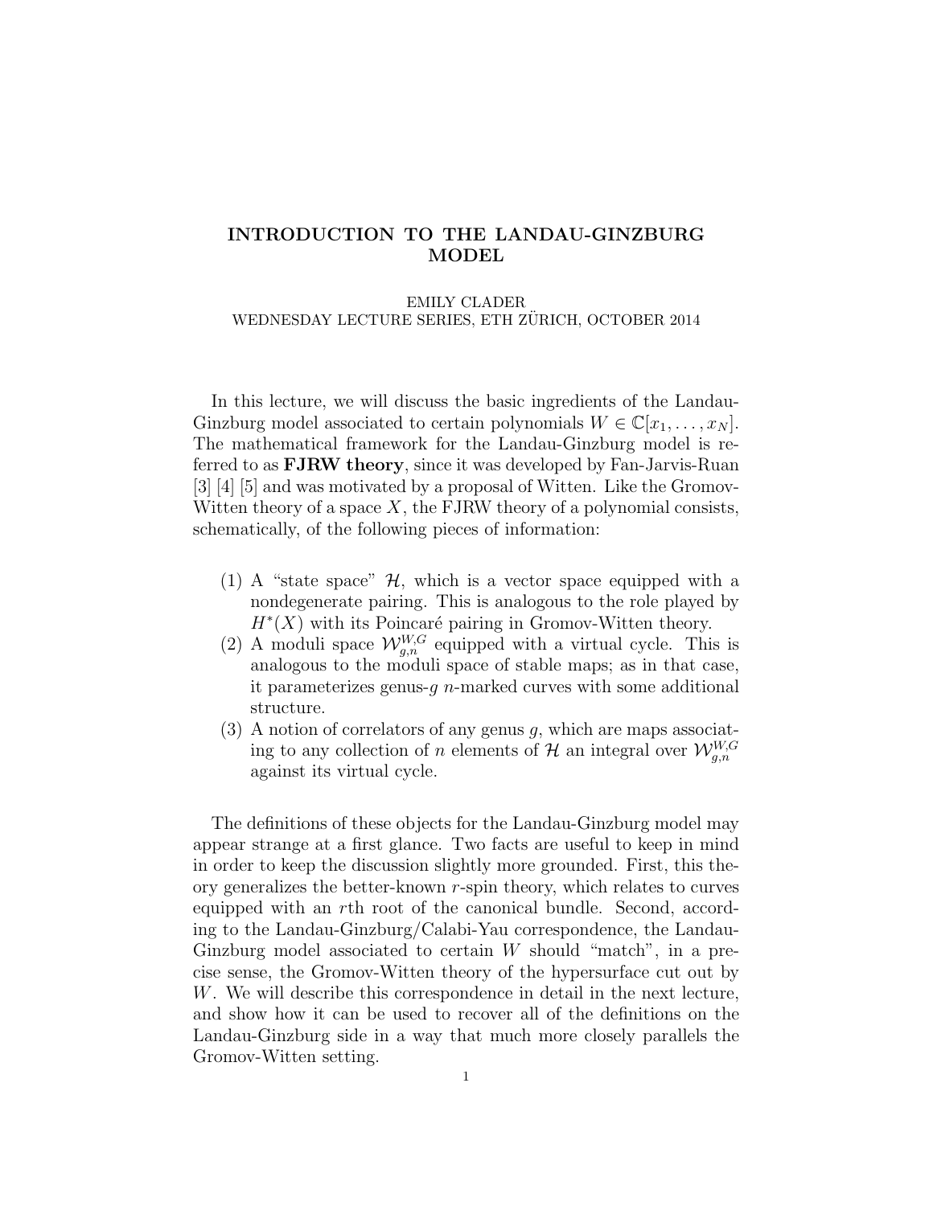# INTRODUCTION TO THE LANDAU-GINZBURG MODEL

EMILY CLADER
WEDNESDAY LECTURE SERIES, ETH ZÜRICH, OCTOBER 2014

In this lecture, we will discuss the basic ingredients of the Landau-Ginzburg model associated to certain polynomials $W \in \mathbb{C}[x_1, \ldots, x_N]$. The mathematical framework for the Landau-Ginzburg model is referred to as **FJRW theory**, since it was developed by Fan-Jarvis-Ruan [3] [4] [5] and was motivated by a proposal of Witten. Like the Gromov-Witten theory of a space $X$, the FJRW theory of a polynomial consists, schematically, of the following pieces of information:

(1) A "state space" $\mathcal{H}$, which is a vector space equipped with a nondegenerate pairing. This is analogous to the role played by $H^*(X)$ with its Poincaré pairing in Gromov-Witten theory.
(2) A moduli space $\mathcal{W}_{g,n}^{W,G}$ equipped with a virtual cycle. This is analogous to the moduli space of stable maps; as in that case, it parameterizes genus-$g$ $n$-marked curves with some additional structure.
(3) A notion of correlators of any genus $g$, which are maps associating to any collection of $n$ elements of $\mathcal{H}$ an integral over $\mathcal{W}_{g,n}^{W,G}$ against its virtual cycle.

The definitions of these objects for the Landau-Ginzburg model may appear strange at a first glance. Two facts are useful to keep in mind in order to keep the discussion slightly more grounded. First, this theory generalizes the better-known $r$-spin theory, which relates to curves equipped with an $r$th root of the canonical bundle. Second, according to the Landau-Ginzburg/Calabi-Yau correspondence, the Landau-Ginzburg model associated to certain $W$ should "match", in a precise sense, the Gromov-Witten theory of the hypersurface cut out by $W$. We will describe this correspondence in detail in the next lecture, and show how it can be used to recover all of the definitions on the Landau-Ginzburg side in a way that much more closely parallels the Gromov-Witten setting.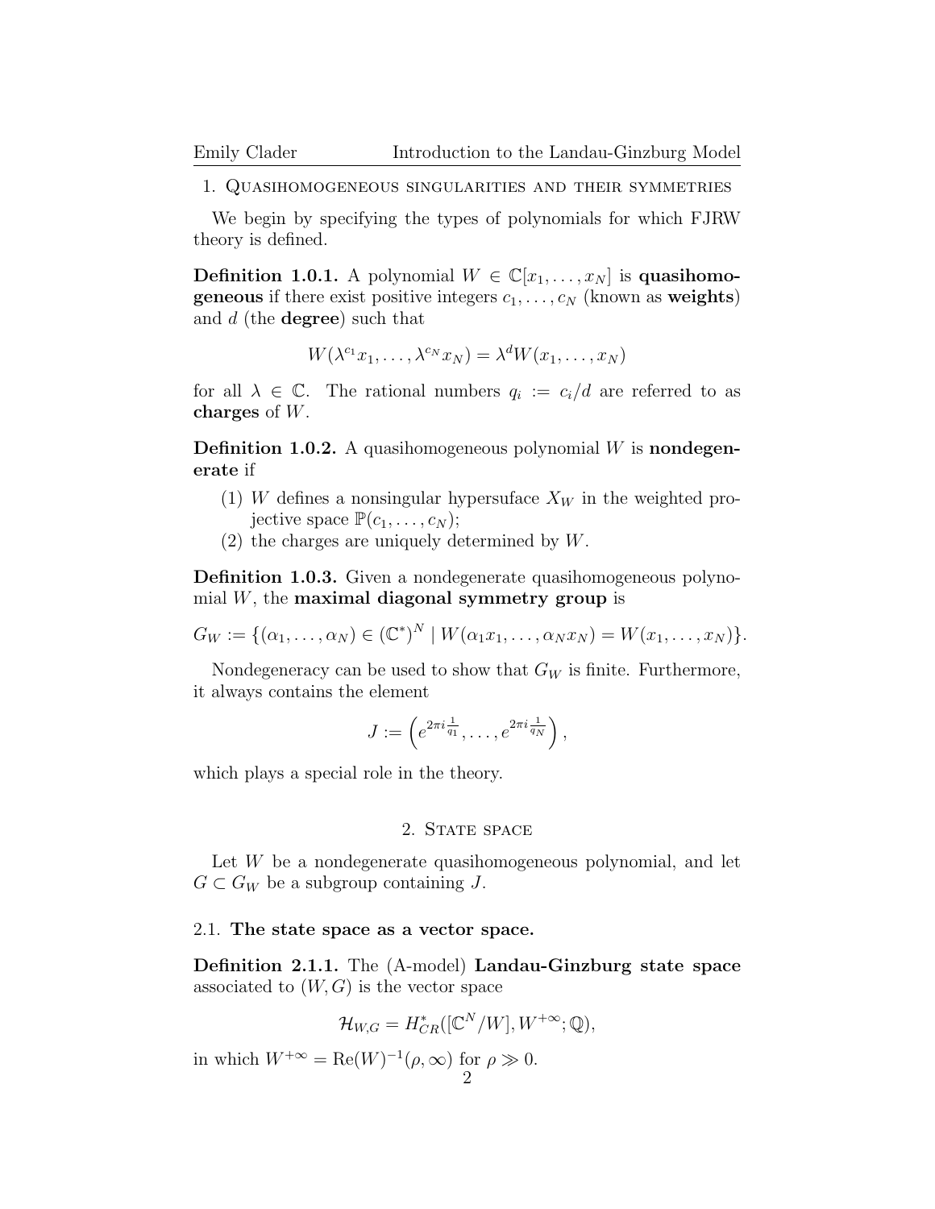## 1. Quasihomogeneous singularities and their symmetries

We begin by specifying the types of polynomials for which FJRW theory is defined.

**Definition 1.0.1.** A polynomial $W \in \mathbb{C}[x_1, \ldots, x_N]$ is **quasihomogeneous** if there exist positive integers $c_1, \ldots, c_N$ (known as **weights**) and $d$ (the **degree**) such that

$$W(\lambda^{c_1}x_1, \ldots, \lambda^{c_N}x_N) = \lambda^d W(x_1, \ldots, x_N)$$

for all $\lambda \in \mathbb{C}$. The rational numbers $q_i := c_i/d$ are referred to as **charges** of $W$.

**Definition 1.0.2.** A quasihomogeneous polynomial $W$ is **nondegenerate** if

1. $W$ defines a nonsingular hypersuface $X_W$ in the weighted projective space $\mathbb{P}(c_1, \ldots, c_N)$;
2. the charges are uniquely determined by $W$.

**Definition 1.0.3.** Given a nondegenerate quasihomogeneous polynomial $W$, the **maximal diagonal symmetry group** is

$$G_W := \{(\alpha_1, \ldots, \alpha_N) \in (\mathbb{C}^*)^N \mid W(\alpha_1 x_1, \ldots, \alpha_N x_N) = W(x_1, \ldots, x_N)\}.$$

Nondegeneracy can be used to show that $G_W$ is finite. Furthermore, it always contains the element

$$J := \left(e^{2\pi i \frac{1}{q_1}}, \ldots, e^{2\pi i \frac{1}{q_N}}\right),$$

which plays a special role in the theory.

## 2. State space

Let $W$ be a nondegenerate quasihomogeneous polynomial, and let $G \subset G_W$ be a subgroup containing $J$.

### 2.1. The state space as a vector space.

**Definition 2.1.1.** The (A-model) **Landau-Ginzburg state space** associated to $(W, G)$ is the vector space

$$\mathcal{H}_{W,G} = H^*_{CR}([\mathbb{C}^N/W], W^{+\infty}; \mathbb{Q}),$$

in which $W^{+\infty} = \text{Re}(W)^{-1}(\rho, \infty)$ for $\rho \gg 0$.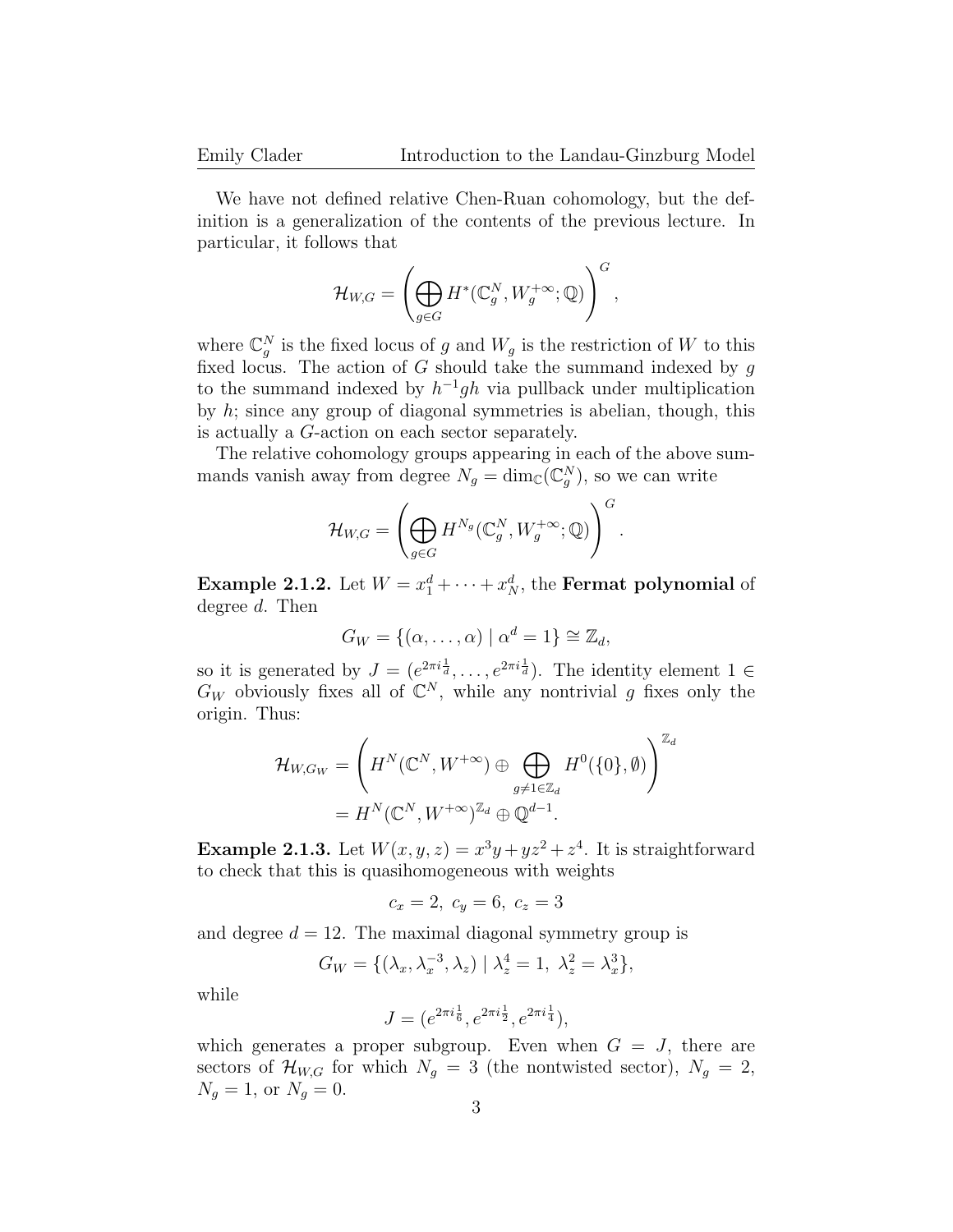We have not defined relative Chen-Ruan cohomology, but the definition is a generalization of the contents of the previous lecture. In particular, it follows that

$$\mathcal{H}_{W,G} = \left( \bigoplus_{g \in G} H^*(\mathbb{C}^N_g, W_g^{+\infty}; \mathbb{Q}) \right)^G,$$

where $\mathbb{C}^N_g$ is the fixed locus of $g$ and $W_g$ is the restriction of $W$ to this fixed locus. The action of $G$ should take the summand indexed by $g$ to the summand indexed by $h^{-1}gh$ via pullback under multiplication by $h$; since any group of diagonal symmetries is abelian, though, this is actually a $G$-action on each sector separately.

The relative cohomology groups appearing in each of the above summands vanish away from degree $N_g = \dim_{\mathbb{C}}(\mathbb{C}^N_g)$, so we can write

$$\mathcal{H}_{W,G} = \left( \bigoplus_{g \in G} H^{N_g}(\mathbb{C}^N_g, W_g^{+\infty}; \mathbb{Q}) \right)^G.$$

**Example 2.1.2.** Let $W = x_1^d + \cdots + x_N^d$, the **Fermat polynomial** of degree $d$. Then

$$G_W = \{(\alpha, \ldots, \alpha) \mid \alpha^d = 1\} \cong \mathbb{Z}_d,$$

so it is generated by $J = (e^{2\pi i \frac{1}{d}}, \ldots, e^{2\pi i \frac{1}{d}})$. The identity element $1 \in G_W$ obviously fixes all of $\mathbb{C}^N$, while any nontrivial $g$ fixes only the origin. Thus:

$$\begin{aligned}
\mathcal{H}_{W,G_W} &= \left( H^N(\mathbb{C}^N, W^{+\infty}) \oplus \bigoplus_{g \neq 1 \in \mathbb{Z}_d} H^0(\{0\}, \emptyset) \right)^{\mathbb{Z}_d} \\
&= H^N(\mathbb{C}^N, W^{+\infty})^{\mathbb{Z}_d} \oplus \mathbb{Q}^{d-1}.
\end{aligned}$$

**Example 2.1.3.** Let $W(x, y, z) = x^3y + yz^2 + z^4$. It is straightforward to check that this is quasihomogeneous with weights

$$c_x = 2,\ c_y = 6,\ c_z = 3$$

and degree $d = 12$. The maximal diagonal symmetry group is

$$G_W = \{(\lambda_x, \lambda_x^{-3}, \lambda_z) \mid \lambda_z^4 = 1,\ \lambda_z^2 = \lambda_x^3\},$$

while

$$J = (e^{2\pi i \frac{1}{6}}, e^{2\pi i \frac{1}{2}}, e^{2\pi i \frac{1}{4}}),$$

which generates a proper subgroup. Even when $G = J$, there are sectors of $\mathcal{H}_{W,G}$ for which $N_g = 3$ (the nontwisted sector), $N_g = 2$, $N_g = 1$, or $N_g = 0$.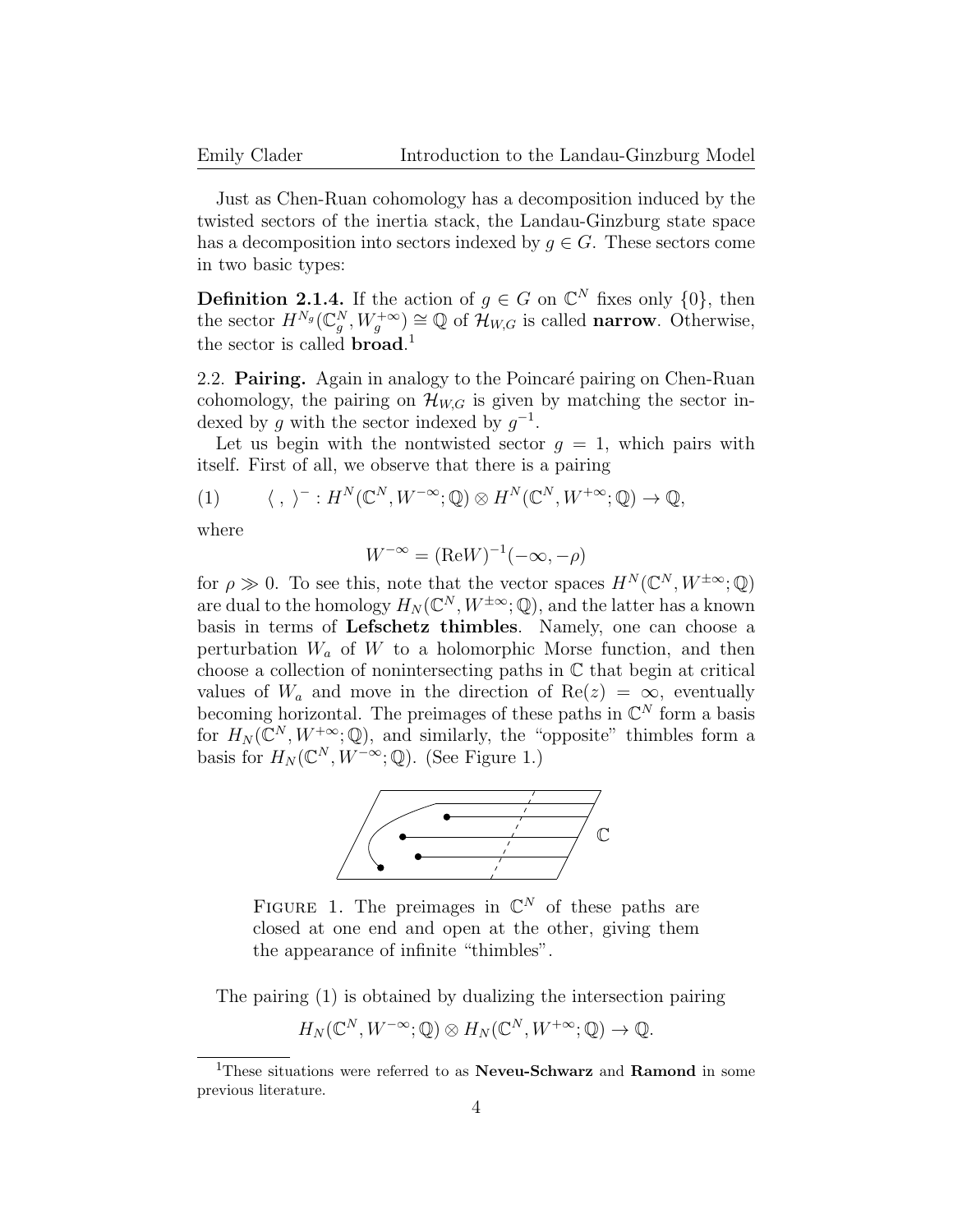Just as Chen-Ruan cohomology has a decomposition induced by the twisted sectors of the inertia stack, the Landau-Ginzburg state space has a decomposition into sectors indexed by $g \in G$. These sectors come in two basic types:

**Definition 2.1.4.** If the action of $g \in G$ on $\mathbb{C}^N$ fixes only $\{0\}$, then the sector $H^{N_g}(\mathbb{C}^N_g, W_g^{+\infty}) \cong \mathbb{Q}$ of $\mathcal{H}_{W,G}$ is called **narrow**. Otherwise, the sector is called **broad**.[1]

2.2. **Pairing.** Again in analogy to the Poincaré pairing on Chen-Ruan cohomology, the pairing on $\mathcal{H}_{W,G}$ is given by matching the sector indexed by $g$ with the sector indexed by $g^{-1}$.

Let us begin with the nontwisted sector $g = 1$, which pairs with itself. First of all, we observe that there is a pairing

$$\langle\ ,\ \rangle^- : H^N(\mathbb{C}^N, W^{-\infty}; \mathbb{Q}) \otimes H^N(\mathbb{C}^N, W^{+\infty}; \mathbb{Q}) \to \mathbb{Q}, \tag{1}$$

where

$$W^{-\infty} = (\text{Re}W)^{-1}(-\infty, -\rho)$$

for $\rho \gg 0$. To see this, note that the vector spaces $H^N(\mathbb{C}^N, W^{\pm\infty}; \mathbb{Q})$ are dual to the homology $H_N(\mathbb{C}^N, W^{\pm\infty}; \mathbb{Q})$, and the latter has a known basis in terms of **Lefschetz thimbles**. Namely, one can choose a perturbation $W_a$ of $W$ to a holomorphic Morse function, and then choose a collection of nonintersecting paths in $\mathbb{C}$ that begin at critical values of $W_a$ and move in the direction of $\text{Re}(z) = \infty$, eventually becoming horizontal. The preimages of these paths in $\mathbb{C}^N$ form a basis for $H_N(\mathbb{C}^N, W^{+\infty}; \mathbb{Q})$, and similarly, the "opposite" thimbles form a basis for $H_N(\mathbb{C}^N, W^{-\infty}; \mathbb{Q})$. (See Figure 1.)

Figure 1. The preimages in $\mathbb{C}^N$ of these paths are closed at one end and open at the other, giving them the appearance of infinite "thimbles".

The pairing (1) is obtained by dualizing the intersection pairing

$$H_N(\mathbb{C}^N, W^{-\infty}; \mathbb{Q}) \otimes H_N(\mathbb{C}^N, W^{+\infty}; \mathbb{Q}) \to \mathbb{Q}.$$

[1] These situations were referred to as **Neveu-Schwarz** and **Ramond** in some previous literature.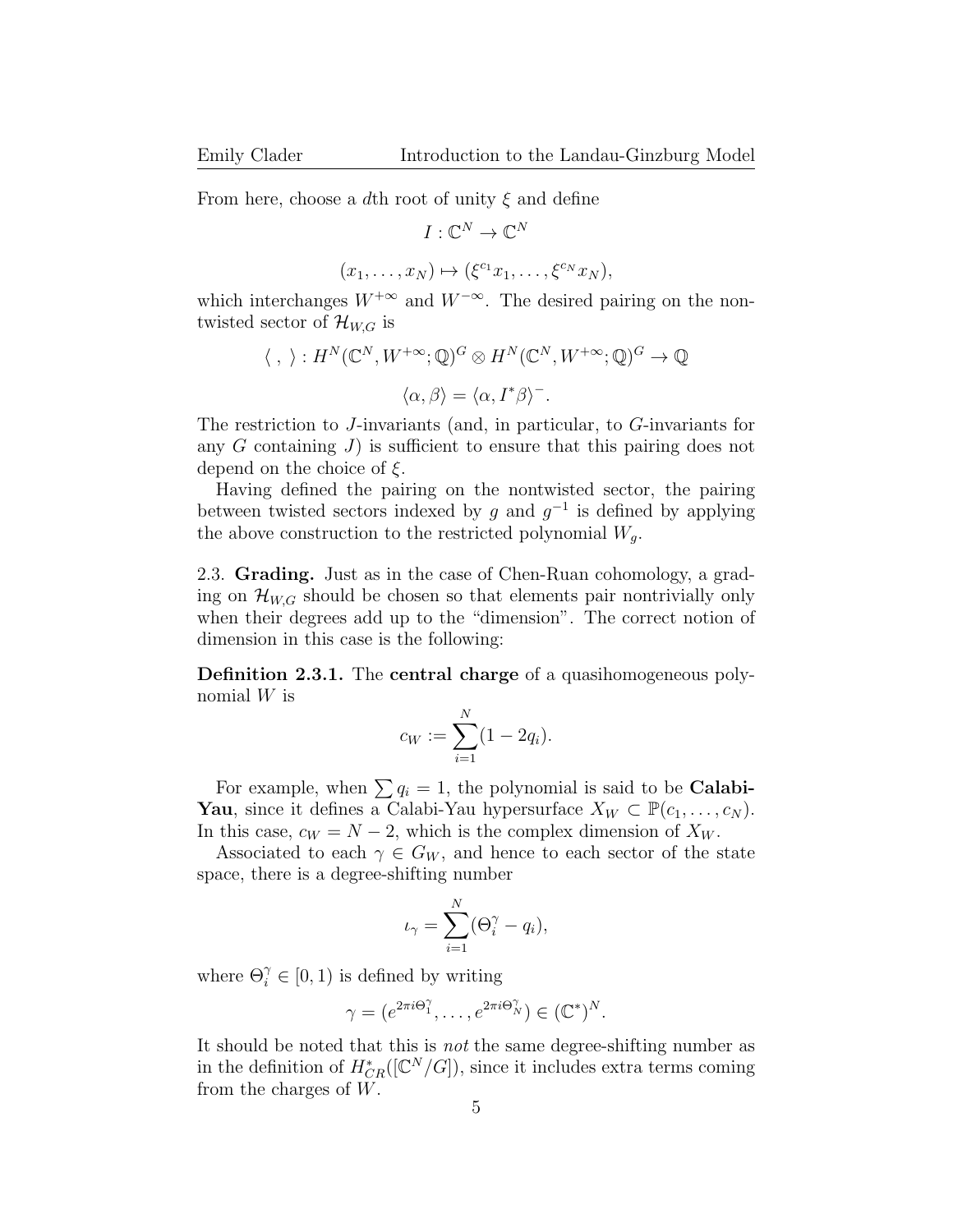From here, choose a $d$th root of unity $\xi$ and define

$$I : \mathbb{C}^N \to \mathbb{C}^N$$

$$(x_1, \ldots, x_N) \mapsto (\xi^{c_1} x_1, \ldots, \xi^{c_N} x_N),$$

which interchanges $W^{+\infty}$ and $W^{-\infty}$. The desired pairing on the nontwisted sector of $\mathcal{H}_{W,G}$ is

$$\langle \ , \ \rangle : H^N(\mathbb{C}^N, W^{+\infty}; \mathbb{Q})^G \otimes H^N(\mathbb{C}^N, W^{+\infty}; \mathbb{Q})^G \to \mathbb{Q}$$

$$\langle \alpha, \beta \rangle = \langle \alpha, I^* \beta \rangle^-.$$

The restriction to $J$-invariants (and, in particular, to $G$-invariants for any $G$ containing $J$) is sufficient to ensure that this pairing does not depend on the choice of $\xi$.

Having defined the pairing on the nontwisted sector, the pairing between twisted sectors indexed by $g$ and $g^{-1}$ is defined by applying the above construction to the restricted polynomial $W_g$.

2.3. **Grading.** Just as in the case of Chen-Ruan cohomology, a grading on $\mathcal{H}_{W,G}$ should be chosen so that elements pair nontrivially only when their degrees add up to the "dimension". The correct notion of dimension in this case is the following:

**Definition 2.3.1.** The **central charge** of a quasihomogeneous polynomial $W$ is

$$c_W := \sum_{i=1}^{N} (1 - 2q_i).$$

For example, when $\sum q_i = 1$, the polynomial is said to be **Calabi-Yau**, since it defines a Calabi-Yau hypersurface $X_W \subset \mathbb{P}(c_1, \ldots, c_N)$. In this case, $c_W = N - 2$, which is the complex dimension of $X_W$.

Associated to each $\gamma \in G_W$, and hence to each sector of the state space, there is a degree-shifting number

$$\iota_\gamma = \sum_{i=1}^{N} (\Theta_i^\gamma - q_i),$$

where $\Theta_i^\gamma \in [0, 1)$ is defined by writing

$$\gamma = (e^{2\pi i \Theta_1^\gamma}, \ldots, e^{2\pi i \Theta_N^\gamma}) \in (\mathbb{C}^*)^N.$$

It should be noted that this is *not* the same degree-shifting number as in the definition of $H^*_{CR}([\mathbb{C}^N/G])$, since it includes extra terms coming from the charges of $W$.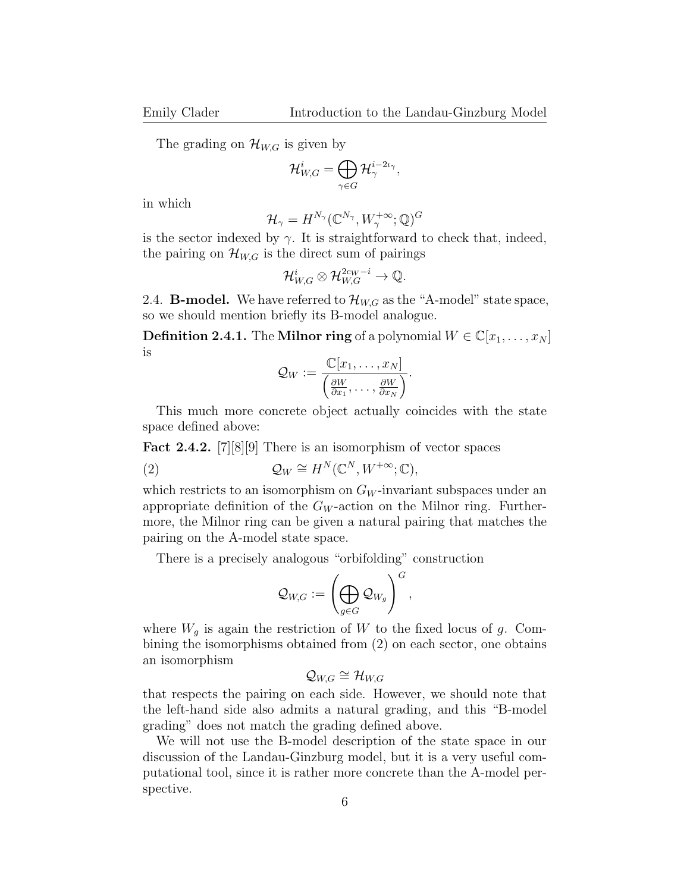The grading on $\mathcal{H}_{W,G}$ is given by

$$\mathcal{H}^i_{W,G} = \bigoplus_{\gamma \in G} \mathcal{H}^{i-2\iota_\gamma}_\gamma,$$

in which

$$\mathcal{H}_\gamma = H^{N_\gamma}(\mathbb{C}^{N_\gamma}, W_\gamma^{+\infty}; \mathbb{Q})^G$$

is the sector indexed by $\gamma$. It is straightforward to check that, indeed, the pairing on $\mathcal{H}_{W,G}$ is the direct sum of pairings

$$\mathcal{H}^i_{W,G} \otimes \mathcal{H}^{2c_W - i}_{W,G} \to \mathbb{Q}.$$

2.4. **B-model.** We have referred to $\mathcal{H}_{W,G}$ as the "A-model" state space, so we should mention briefly its B-model analogue.

**Definition 2.4.1.** The **Milnor ring** of a polynomial $W \in \mathbb{C}[x_1, \ldots, x_N]$ is

$$\mathcal{Q}_W := \frac{\mathbb{C}[x_1, \ldots, x_N]}{\left(\frac{\partial W}{\partial x_1}, \ldots, \frac{\partial W}{\partial x_N}\right)}.$$

This much more concrete object actually coincides with the state space defined above:

**Fact 2.4.2.** [7][8][9] There is an isomorphism of vector spaces

$$\mathcal{Q}_W \cong H^N(\mathbb{C}^N, W^{+\infty}; \mathbb{C}), \tag{2}$$

which restricts to an isomorphism on $G_W$-invariant subspaces under an appropriate definition of the $G_W$-action on the Milnor ring. Furthermore, the Milnor ring can be given a natural pairing that matches the pairing on the A-model state space.

There is a precisely analogous "orbifolding" construction

$$\mathcal{Q}_{W,G} := \left( \bigoplus_{g \in G} \mathcal{Q}_{W_g} \right)^G,$$

where $W_g$ is again the restriction of $W$ to the fixed locus of $g$. Combining the isomorphisms obtained from (2) on each sector, one obtains an isomorphism

$$\mathcal{Q}_{W,G} \cong \mathcal{H}_{W,G}$$

that respects the pairing on each side. However, we should note that the left-hand side also admits a natural grading, and this "B-model grading" does not match the grading defined above.

We will not use the B-model description of the state space in our discussion of the Landau-Ginzburg model, but it is a very useful computational tool, since it is rather more concrete than the A-model perspective.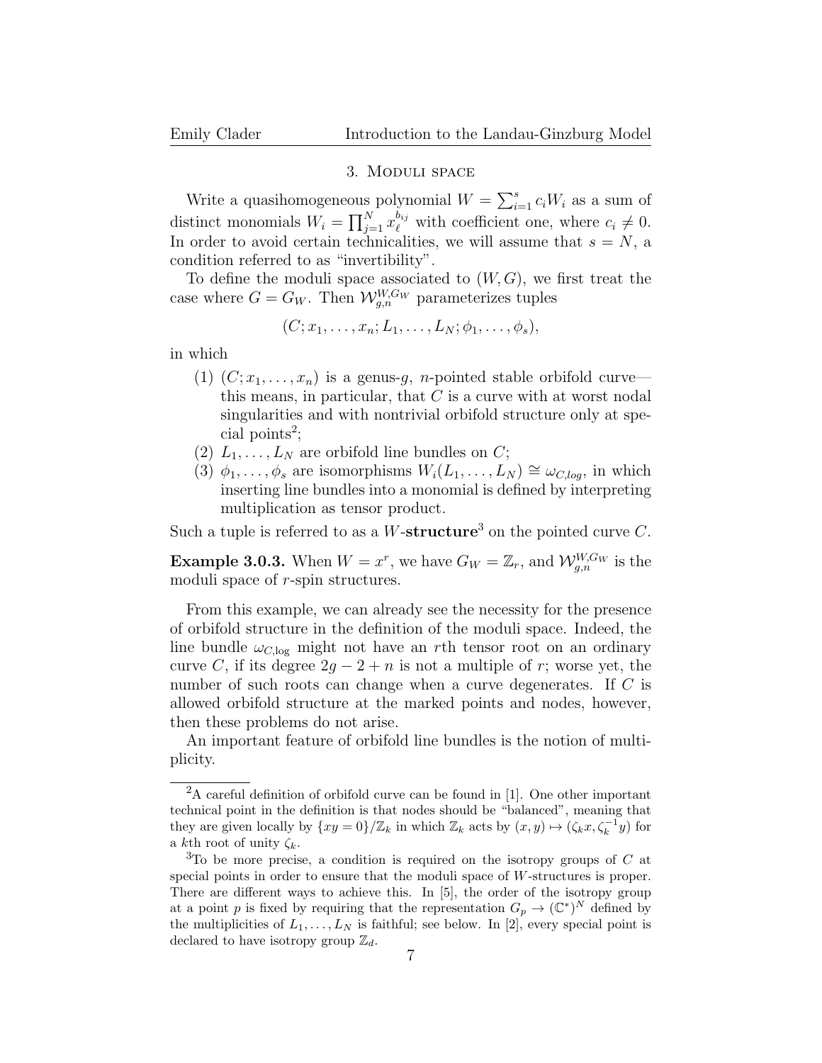## 3. Moduli space

Write a quasihomogeneous polynomial $W = \sum_{i=1}^{s} c_i W_i$ as a sum of distinct monomials $W_i = \prod_{j=1}^{N} x_\ell^{b_{ij}}$ with coefficient one, where $c_i \neq 0$. In order to avoid certain technicalities, we will assume that $s = N$, a condition referred to as "invertibility".

To define the moduli space associated to $(W, G)$, we first treat the case where $G = G_W$. Then $\mathcal{W}_{g,n}^{W,G_W}$ parameterizes tuples

$$(C; x_1, \ldots, x_n; L_1, \ldots, L_N; \phi_1, \ldots, \phi_s),$$

in which

1. $(C; x_1, \ldots, x_n)$ is a genus-$g$, $n$-pointed stable orbifold curve—this means, in particular, that $C$ is a curve with at worst nodal singularities and with nontrivial orbifold structure only at special points[2];
2. $L_1, \ldots, L_N$ are orbifold line bundles on $C$;
3. $\phi_1, \ldots, \phi_s$ are isomorphisms $W_i(L_1, \ldots, L_N) \cong \omega_{C,log}$, in which inserting line bundles into a monomial is defined by interpreting multiplication as tensor product.

Such a tuple is referred to as a $W$-**structure**[3] on the pointed curve $C$.

**Example 3.0.3.** When $W = x^r$, we have $G_W = \mathbb{Z}_r$, and $\mathcal{W}_{g,n}^{W,G_W}$ is the moduli space of $r$-spin structures.

From this example, we can already see the necessity for the presence of orbifold structure in the definition of the moduli space. Indeed, the line bundle $\omega_{C,\log}$ might not have an $r$th tensor root on an ordinary curve $C$, if its degree $2g - 2 + n$ is not a multiple of $r$; worse yet, the number of such roots can change when a curve degenerates. If $C$ is allowed orbifold structure at the marked points and nodes, however, then these problems do not arise.

An important feature of orbifold line bundles is the notion of multiplicity.

---

[2] A careful definition of orbifold curve can be found in [1]. One other important technical point in the definition is that nodes should be "balanced", meaning that they are given locally by $\{xy = 0\}/\mathbb{Z}_k$ in which $\mathbb{Z}_k$ acts by $(x, y) \mapsto (\zeta_k x, \zeta_k^{-1} y)$ for a $k$th root of unity $\zeta_k$.

[3] To be more precise, a condition is required on the isotropy groups of $C$ at special points in order to ensure that the moduli space of $W$-structures is proper. There are different ways to achieve this. In [5], the order of the isotropy group at a point $p$ is fixed by requiring that the representation $G_p \to (\mathbb{C}^*)^N$ defined by the multiplicities of $L_1, \ldots, L_N$ is faithful; see below. In [2], every special point is declared to have isotropy group $\mathbb{Z}_d$.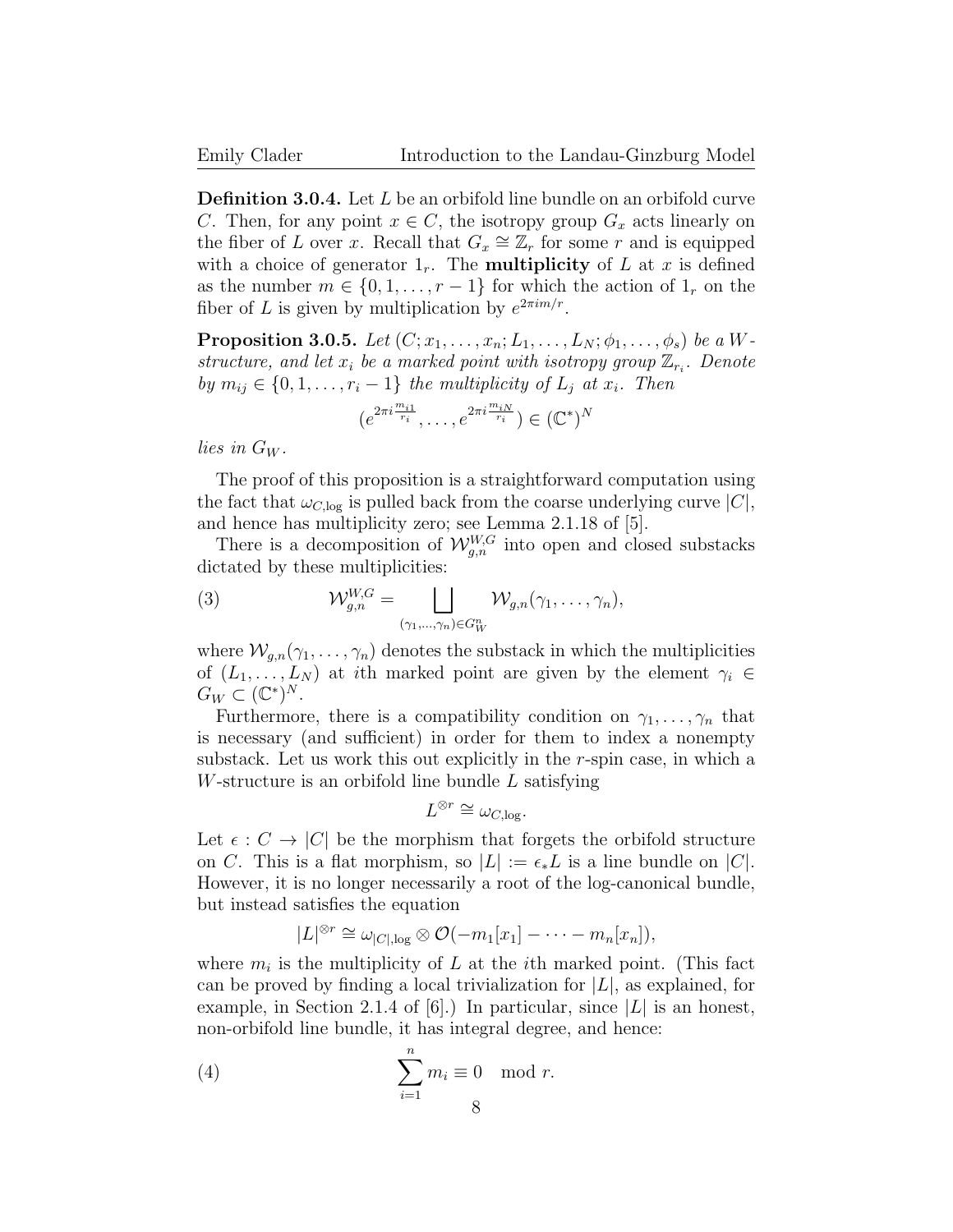**Definition 3.0.4.** Let $L$ be an orbifold line bundle on an orbifold curve $C$. Then, for any point $x \in C$, the isotropy group $G_x$ acts linearly on the fiber of $L$ over $x$. Recall that $G_x \cong \mathbb{Z}_r$ for some $r$ and is equipped with a choice of generator $1_r$. The **multiplicity** of $L$ at $x$ is defined as the number $m \in \{0, 1, \ldots, r-1\}$ for which the action of $1_r$ on the fiber of $L$ is given by multiplication by $e^{2\pi i m/r}$.

**Proposition 3.0.5.** *Let $(C; x_1, \ldots, x_n; L_1, \ldots, L_N; \phi_1, \ldots, \phi_s)$ be a $W$-structure, and let $x_i$ be a marked point with isotropy group $\mathbb{Z}_{r_i}$. Denote by $m_{ij} \in \{0, 1, \ldots, r_i - 1\}$ the multiplicity of $L_j$ at $x_i$. Then*

$$(e^{2\pi i \frac{m_{i1}}{r_i}}, \ldots, e^{2\pi i \frac{m_{iN}}{r_i}}) \in (\mathbb{C}^*)^N$$

*lies in $G_W$.*

The proof of this proposition is a straightforward computation using the fact that $\omega_{C,\log}$ is pulled back from the coarse underlying curve $|C|$, and hence has multiplicity zero; see Lemma 2.1.18 of [5].

There is a decomposition of $\mathcal{W}^{W,G}_{g,n}$ into open and closed substacks dictated by these multiplicities:

$$\mathcal{W}^{W,G}_{g,n} = \bigsqcup_{(\gamma_1, \ldots, \gamma_n) \in G_W^n} \mathcal{W}_{g,n}(\gamma_1, \ldots, \gamma_n), \tag{3}$$

where $\mathcal{W}_{g,n}(\gamma_1, \ldots, \gamma_n)$ denotes the substack in which the multiplicities of $(L_1, \ldots, L_N)$ at $i$th marked point are given by the element $\gamma_i \in G_W \subset (\mathbb{C}^*)^N$.

Furthermore, there is a compatibility condition on $\gamma_1, \ldots, \gamma_n$ that is necessary (and sufficient) in order for them to index a nonempty substack. Let us work this out explicitly in the $r$-spin case, in which a $W$-structure is an orbifold line bundle $L$ satisfying

$$L^{\otimes r} \cong \omega_{C,\log}.$$

Let $\epsilon : C \to |C|$ be the morphism that forgets the orbifold structure on $C$. This is a flat morphism, so $|L| := \epsilon_* L$ is a line bundle on $|C|$. However, it is no longer necessarily a root of the log-canonical bundle, but instead satisfies the equation

$$|L|^{\otimes r} \cong \omega_{|C|,\log} \otimes \mathcal{O}(-m_1[x_1] - \cdots - m_n[x_n]),$$

where $m_i$ is the multiplicity of $L$ at the $i$th marked point. (This fact can be proved by finding a local trivialization for $|L|$, as explained, for example, in Section 2.1.4 of [6].) In particular, since $|L|$ is an honest, non-orbifold line bundle, it has integral degree, and hence:

$$\sum_{i=1}^{n} m_i \equiv 0 \mod r. \tag{4}$$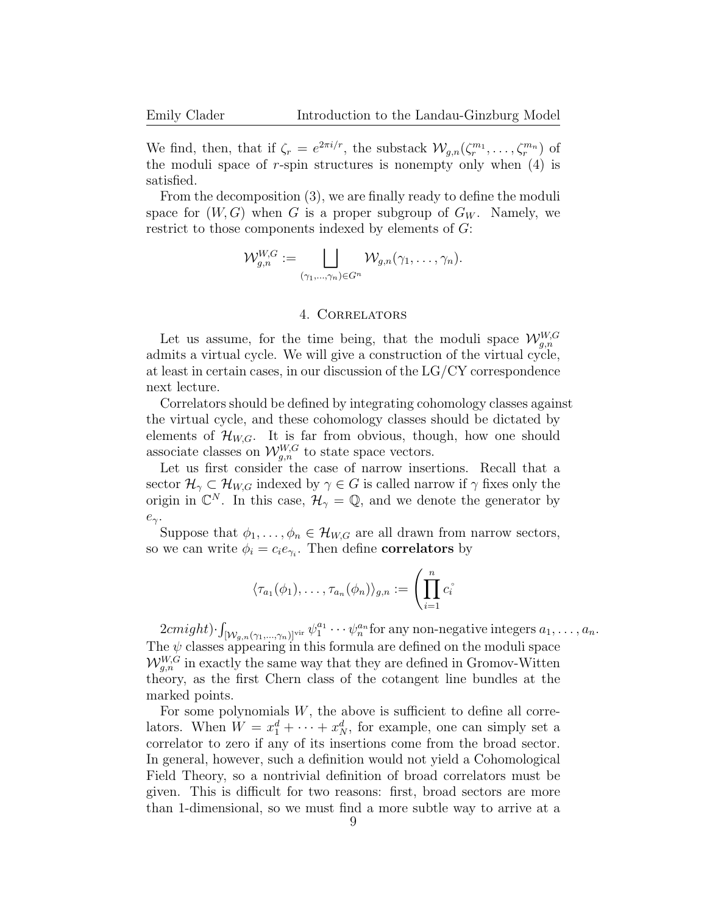We find, then, that if $\zeta_r = e^{2\pi i/r}$, the substack $\mathcal{W}_{g,n}(\zeta_r^{m_1}, \ldots, \zeta_r^{m_n})$ of the moduli space of $r$-spin structures is nonempty only when (4) is satisfied.

From the decomposition (3), we are finally ready to define the moduli space for $(W, G)$ when $G$ is a proper subgroup of $G_W$. Namely, we restrict to those components indexed by elements of $G$:

$$\mathcal{W}_{g,n}^{W,G} := \bigsqcup_{(\gamma_1,\ldots,\gamma_n)\in G^n} \mathcal{W}_{g,n}(\gamma_1, \ldots, \gamma_n).$$

## 4. Correlators

Let us assume, for the time being, that the moduli space $\mathcal{W}_{g,n}^{W,G}$ admits a virtual cycle. We will give a construction of the virtual cycle, at least in certain cases, in our discussion of the LG/CY correspondence next lecture.

Correlators should be defined by integrating cohomology classes against the virtual cycle, and these cohomology classes should be dictated by elements of $\mathcal{H}_{W,G}$. It is far from obvious, though, how one should associate classes on $\mathcal{W}_{g,n}^{W,G}$ to state space vectors.

Let us first consider the case of narrow insertions. Recall that a sector $\mathcal{H}_\gamma \subset \mathcal{H}_{W,G}$ indexed by $\gamma \in G$ is called narrow if $\gamma$ fixes only the origin in $\mathbb{C}^N$. In this case, $\mathcal{H}_\gamma = \mathbb{Q}$, and we denote the generator by $e_\gamma$.

Suppose that $\phi_1, \ldots, \phi_n \in \mathcal{H}_{W,G}$ are all drawn from narrow sectors, so we can write $\phi_i = c_i e_{\gamma_i}$. Then define **correlators** by

$$\langle \tau_{a_1}(\phi_1), \ldots, \tau_{a_n}(\phi_n)\rangle_{g,n} := \left(\prod_{i=1}^{n} c_i^{\circ}\right.$$

$2cmight)\cdot\int_{[\mathcal{W}_{g,n}(\gamma_1,\ldots,\gamma_n)]^{\text{vir}}} \psi_1^{a_1}\cdots\psi_n^{a_n}$ for any non-negative integers $a_1, \ldots, a_n$. The $\psi$ classes appearing in this formula are defined on the moduli space $\mathcal{W}_{g,n}^{W,G}$ in exactly the same way that they are defined in Gromov-Witten theory, as the first Chern class of the cotangent line bundles at the marked points.

For some polynomials $W$, the above is sufficient to define all correlators. When $W = x_1^d + \cdots + x_N^d$, for example, one can simply set a correlator to zero if any of its insertions come from the broad sector. In general, however, such a definition would not yield a Cohomological Field Theory, so a nontrivial definition of broad correlators must be given. This is difficult for two reasons: first, broad sectors are more than 1-dimensional, so we must find a more subtle way to arrive at a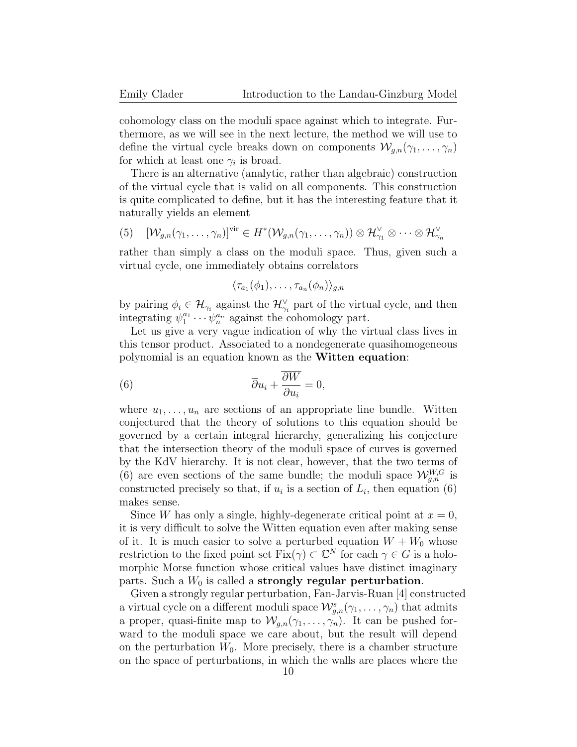cohomology class on the moduli space against which to integrate. Furthermore, as we will see in the next lecture, the method we will use to define the virtual cycle breaks down on components $\mathcal{W}_{g,n}(\gamma_1, \ldots, \gamma_n)$ for which at least one $\gamma_i$ is broad.

There is an alternative (analytic, rather than algebraic) construction of the virtual cycle that is valid on all components. This construction is quite complicated to define, but it has the interesting feature that it naturally yields an element

$$[\mathcal{W}_{g,n}(\gamma_1, \ldots, \gamma_n)]^{\text{vir}} \in H^*(\mathcal{W}_{g,n}(\gamma_1, \ldots, \gamma_n)) \otimes \mathcal{H}_{\gamma_1}^\vee \otimes \cdots \otimes \mathcal{H}_{\gamma_n}^\vee \tag{5}$$

rather than simply a class on the moduli space. Thus, given such a virtual cycle, one immediately obtains correlators

$$\langle \tau_{a_1}(\phi_1), \ldots, \tau_{a_n}(\phi_n) \rangle_{g,n}$$

by pairing $\phi_i \in \mathcal{H}_{\gamma_i}$ against the $\mathcal{H}_{\gamma_i}^\vee$ part of the virtual cycle, and then integrating $\psi_1^{a_1} \cdots \psi_n^{a_n}$ against the cohomology part.

Let us give a very vague indication of why the virtual class lives in this tensor product. Associated to a nondegenerate quasihomogeneous polynomial is an equation known as the **Witten equation**:

$$\overline{\partial} u_i + \overline{\frac{\partial W}{\partial u_i}} = 0, \tag{6}$$

where $u_1, \ldots, u_n$ are sections of an appropriate line bundle. Witten conjectured that the theory of solutions to this equation should be governed by a certain integral hierarchy, generalizing his conjecture that the intersection theory of the moduli space of curves is governed by the KdV hierarchy. It is not clear, however, that the two terms of (6) are even sections of the same bundle; the moduli space $\mathcal{W}_{g,n}^{W,G}$ is constructed precisely so that, if $u_i$ is a section of $L_i$, then equation (6) makes sense.

Since $W$ has only a single, highly-degenerate critical point at $x = 0$, it is very difficult to solve the Witten equation even after making sense of it. It is much easier to solve a perturbed equation $W + W_0$ whose restriction to the fixed point set $\text{Fix}(\gamma) \subset \mathbb{C}^N$ for each $\gamma \in G$ is a holomorphic Morse function whose critical values have distinct imaginary parts. Such a $W_0$ is called a **strongly regular perturbation**.

Given a strongly regular perturbation, Fan-Jarvis-Ruan [4] constructed a virtual cycle on a different moduli space $\mathcal{W}_{g,n}^s(\gamma_1, \ldots, \gamma_n)$ that admits a proper, quasi-finite map to $\mathcal{W}_{g,n}(\gamma_1, \ldots, \gamma_n)$. It can be pushed forward to the moduli space we care about, but the result will depend on the perturbation $W_0$. More precisely, there is a chamber structure on the space of perturbations, in which the walls are places where the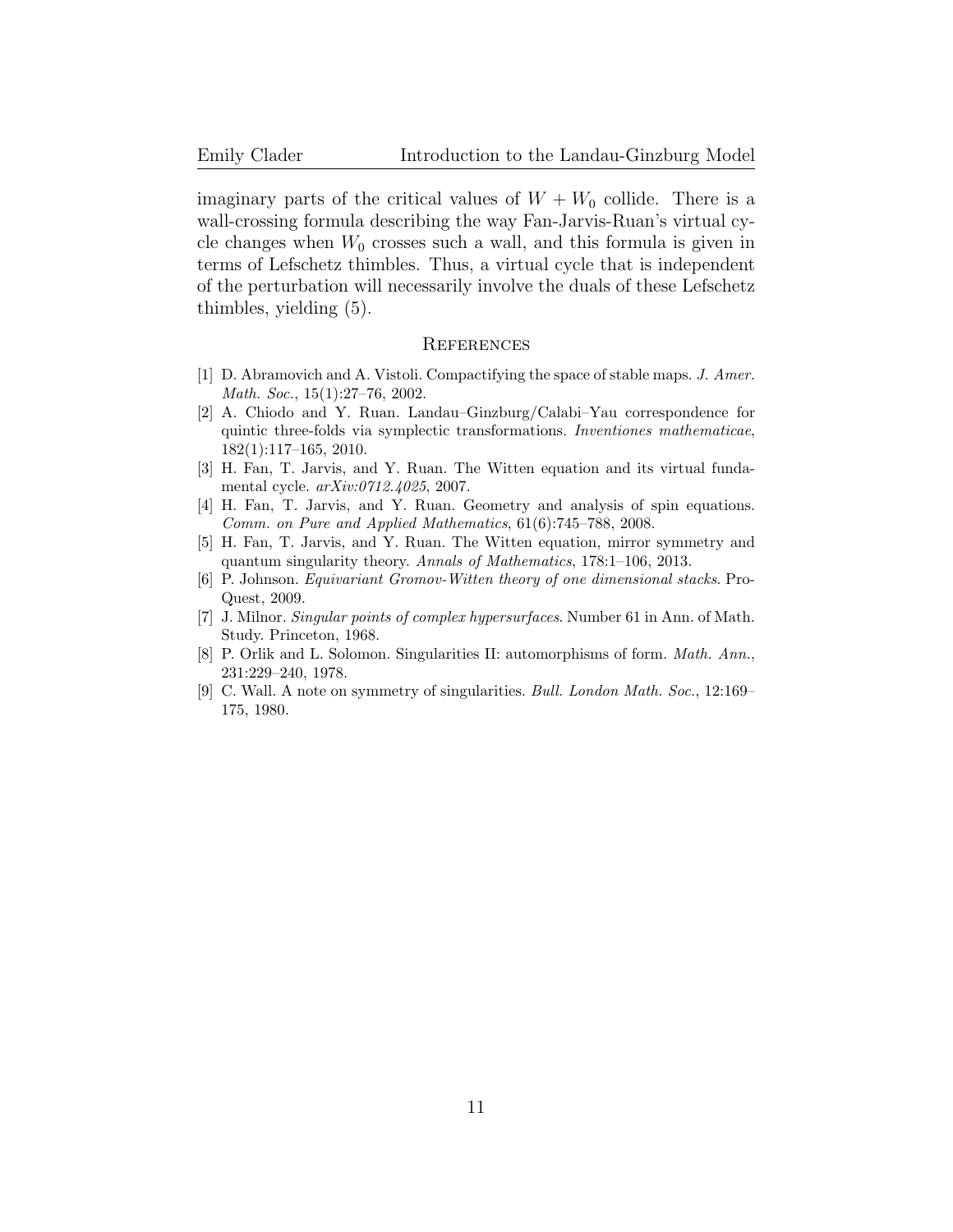imaginary parts of the critical values of $W + W_0$ collide. There is a wall-crossing formula describing the way Fan-Jarvis-Ruan's virtual cycle changes when $W_0$ crosses such a wall, and this formula is given in terms of Lefschetz thimbles. Thus, a virtual cycle that is independent of the perturbation will necessarily involve the duals of these Lefschetz thimbles, yielding (5).

## References

[1] D. Abramovich and A. Vistoli. Compactifying the space of stable maps. *J. Amer. Math. Soc.*, 15(1):27–76, 2002.

[2] A. Chiodo and Y. Ruan. Landau–Ginzburg/Calabi–Yau correspondence for quintic three-folds via symplectic transformations. *Inventiones mathematicae*, 182(1):117–165, 2010.

[3] H. Fan, T. Jarvis, and Y. Ruan. The Witten equation and its virtual fundamental cycle. *arXiv:0712.4025*, 2007.

[4] H. Fan, T. Jarvis, and Y. Ruan. Geometry and analysis of spin equations. *Comm. on Pure and Applied Mathematics*, 61(6):745–788, 2008.

[5] H. Fan, T. Jarvis, and Y. Ruan. The Witten equation, mirror symmetry and quantum singularity theory. *Annals of Mathematics*, 178:1–106, 2013.

[6] P. Johnson. *Equivariant Gromov-Witten theory of one dimensional stacks*. ProQuest, 2009.

[7] J. Milnor. *Singular points of complex hypersurfaces*. Number 61 in Ann. of Math. Study. Princeton, 1968.

[8] P. Orlik and L. Solomon. Singularities II: automorphisms of form. *Math. Ann.*, 231:229–240, 1978.

[9] C. Wall. A note on symmetry of singularities. *Bull. London Math. Soc.*, 12:169–175, 1980.